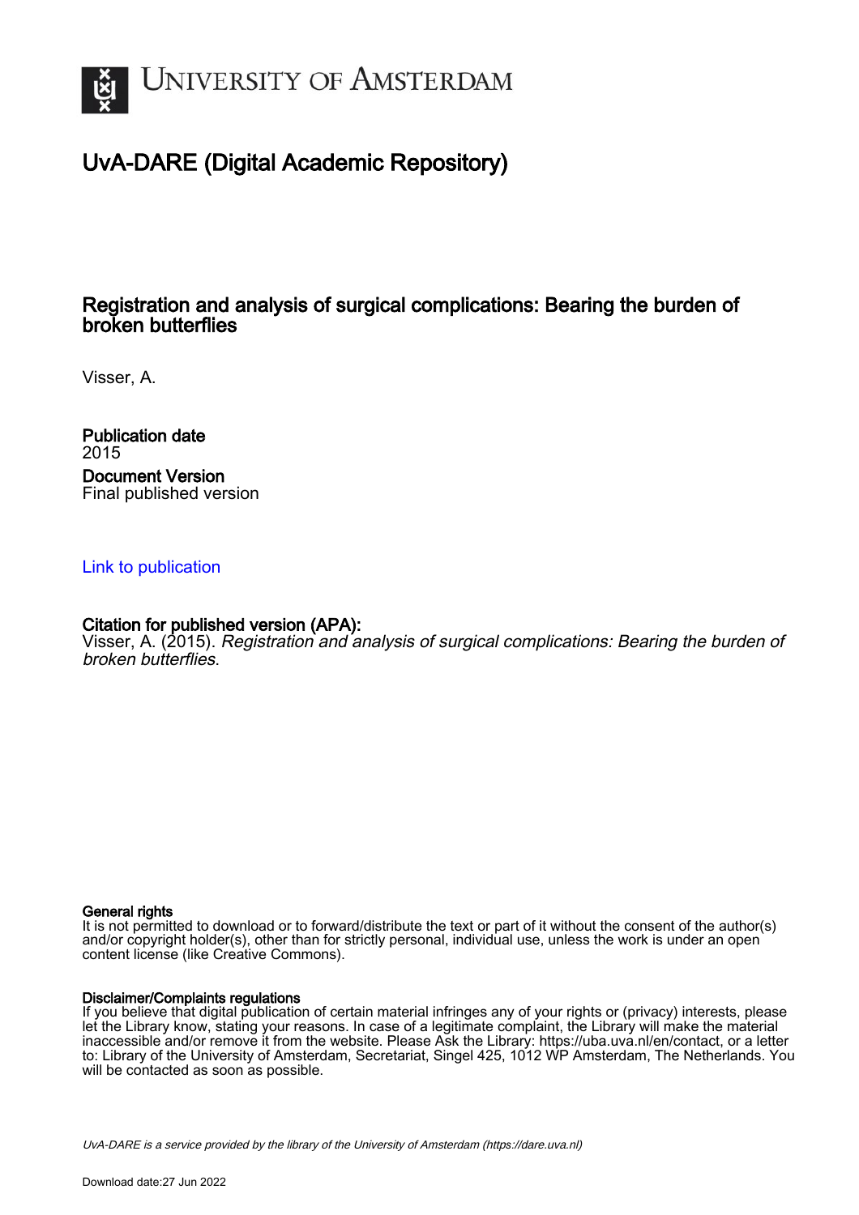# UvA-DARE (Digital Academic Repository)

## Registration and analysis of surgical complications: Bearing the burden of broken butterflies

Visser, A.

**Publication date**
2015

**Document Version**
Final published version

[Link to publication](#)

**Citation for published version (APA):**
Visser, A. (2015). *Registration and analysis of surgical complications: Bearing the burden of broken butterflies.*

**General rights**
It is not permitted to download or to forward/distribute the text or part of it without the consent of the author(s) and/or copyright holder(s), other than for strictly personal, individual use, unless the work is under an open content license (like Creative Commons).

**Disclaimer/Complaints regulations**
If you believe that digital publication of certain material infringes any of your rights or (privacy) interests, please let the Library know, stating your reasons. In case of a legitimate complaint, the Library will make the material inaccessible and/or remove it from the website. Please Ask the Library: https://uba.uva.nl/en/contact, or a letter to: Library of the University of Amsterdam, Secretariat, Singel 425, 1012 WP Amsterdam, The Netherlands. You will be contacted as soon as possible.

*UvA-DARE is a service provided by the library of the University of Amsterdam (https://dare.uva.nl)*

Download date:27 Jun 2022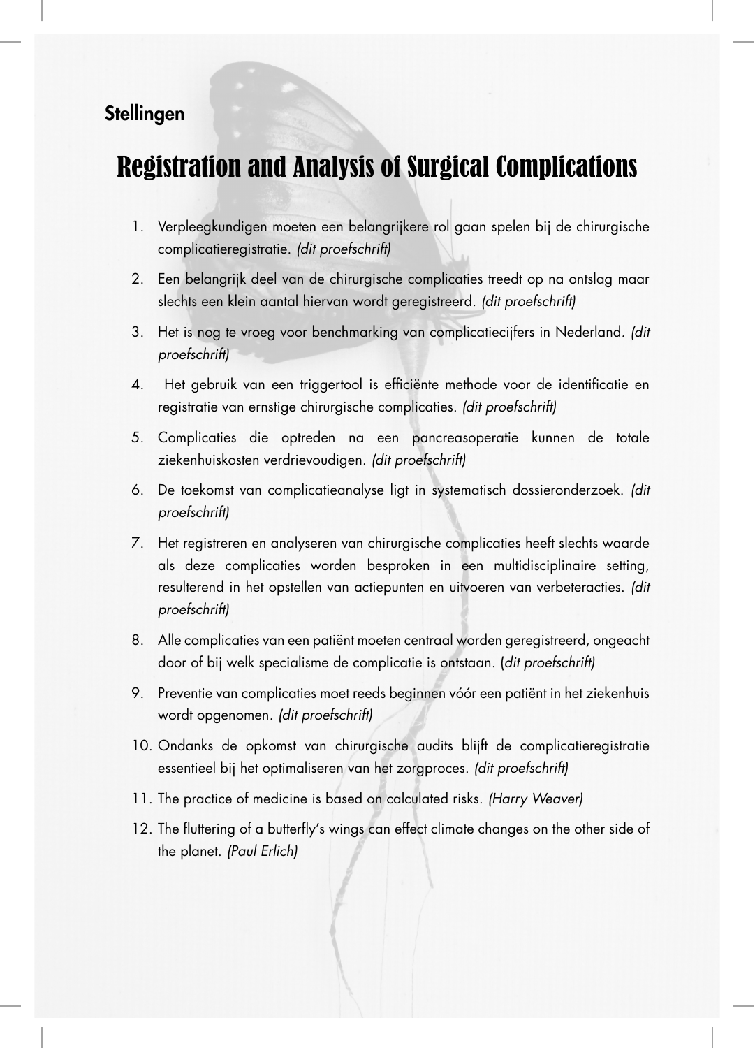**Stellingen**

# Registration and Analysis of Surgical Complications

1. Verpleegkundigen moeten een belangrijkere rol gaan spelen bij de chirurgische complicatieregistratie. *(dit proefschrift)*
2. Een belangrijk deel van de chirurgische complicaties treedt op na ontslag maar slechts een klein aantal hiervan wordt geregistreerd. *(dit proefschrift)*
3. Het is nog te vroeg voor benchmarking van complicatiecijfers in Nederland. *(dit proefschrift)*
4. Het gebruik van een triggertool is efficiënte methode voor de identificatie en registratie van ernstige chirurgische complicaties. *(dit proefschrift)*
5. Complicaties die optreden na een pancreasoperatie kunnen de totale ziekenhuiskosten verdrievoudigen. *(dit proefschrift)*
6. De toekomst van complicatieanalyse ligt in systematisch dossieronderzoek. *(dit proefschrift)*
7. Het registreren en analyseren van chirurgische complicaties heeft slechts waarde als deze complicaties worden besproken in een multidisciplinaire setting, resulterend in het opstellen van actiepunten en uitvoeren van verbeteracties. *(dit proefschrift)*
8. Alle complicaties van een patiënt moeten centraal worden geregistreerd, ongeacht door of bij welk specialisme de complicatie is ontstaan. (*dit proefschrift*)
9. Preventie van complicaties moet reeds beginnen vóór een patiënt in het ziekenhuis wordt opgenomen. *(dit proefschrift)*
10. Ondanks de opkomst van chirurgische audits blijft de complicatieregistratie essentieel bij het optimaliseren van het zorgproces. *(dit proefschrift)*
11. The practice of medicine is based on calculated risks. *(Harry Weaver)*
12. The fluttering of a butterfly's wings can effect climate changes on the other side of the planet. *(Paul Erlich)*